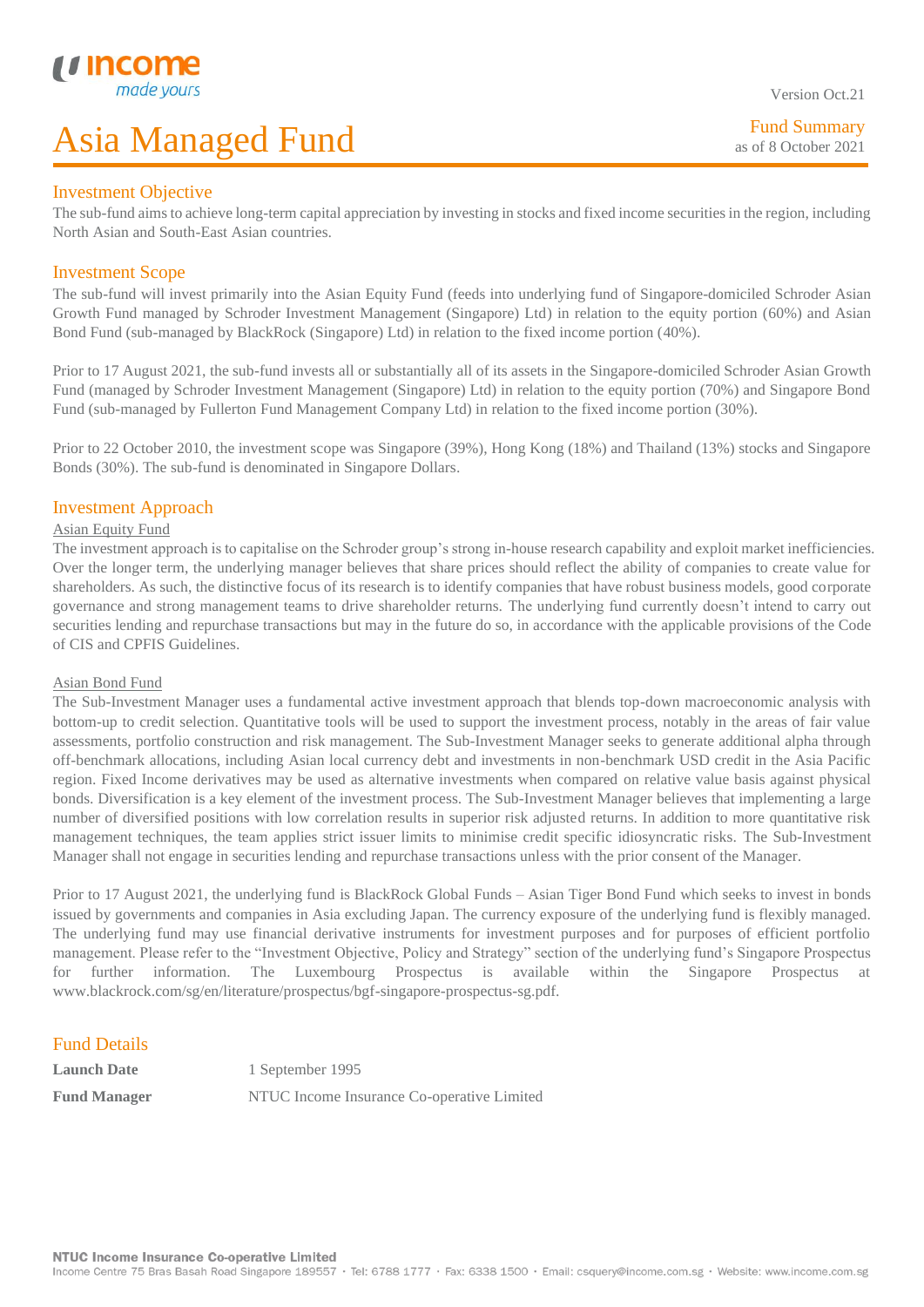Version Oct.21

# Asia Managed Fund

Fund Summary
as of 8 October 2021

## Investment Objective

The sub-fund aims to achieve long-term capital appreciation by investing in stocks and fixed income securities in the region, including North Asian and South-East Asian countries.

## Investment Scope

The sub-fund will invest primarily into the Asian Equity Fund (feeds into underlying fund of Singapore-domiciled Schroder Asian Growth Fund managed by Schroder Investment Management (Singapore) Ltd) in relation to the equity portion (60%) and Asian Bond Fund (sub-managed by BlackRock (Singapore) Ltd) in relation to the fixed income portion (40%).

Prior to 17 August 2021, the sub-fund invests all or substantially all of its assets in the Singapore-domiciled Schroder Asian Growth Fund (managed by Schroder Investment Management (Singapore) Ltd) in relation to the equity portion (70%) and Singapore Bond Fund (sub-managed by Fullerton Fund Management Company Ltd) in relation to the fixed income portion (30%).

Prior to 22 October 2010, the investment scope was Singapore (39%), Hong Kong (18%) and Thailand (13%) stocks and Singapore Bonds (30%). The sub-fund is denominated in Singapore Dollars.

## Investment Approach

### Asian Equity Fund

The investment approach is to capitalise on the Schroder group's strong in-house research capability and exploit market inefficiencies. Over the longer term, the underlying manager believes that share prices should reflect the ability of companies to create value for shareholders. As such, the distinctive focus of its research is to identify companies that have robust business models, good corporate governance and strong management teams to drive shareholder returns. The underlying fund currently doesn't intend to carry out securities lending and repurchase transactions but may in the future do so, in accordance with the applicable provisions of the Code of CIS and CPFIS Guidelines.

### Asian Bond Fund

The Sub-Investment Manager uses a fundamental active investment approach that blends top-down macroeconomic analysis with bottom-up to credit selection. Quantitative tools will be used to support the investment process, notably in the areas of fair value assessments, portfolio construction and risk management. The Sub-Investment Manager seeks to generate additional alpha through off-benchmark allocations, including Asian local currency debt and investments in non-benchmark USD credit in the Asia Pacific region. Fixed Income derivatives may be used as alternative investments when compared on relative value basis against physical bonds. Diversification is a key element of the investment process. The Sub-Investment Manager believes that implementing a large number of diversified positions with low correlation results in superior risk adjusted returns. In addition to more quantitative risk management techniques, the team applies strict issuer limits to minimise credit specific idiosyncratic risks. The Sub-Investment Manager shall not engage in securities lending and repurchase transactions unless with the prior consent of the Manager.

Prior to 17 August 2021, the underlying fund is BlackRock Global Funds – Asian Tiger Bond Fund which seeks to invest in bonds issued by governments and companies in Asia excluding Japan. The currency exposure of the underlying fund is flexibly managed. The underlying fund may use financial derivative instruments for investment purposes and for purposes of efficient portfolio management. Please refer to the "Investment Objective, Policy and Strategy" section of the underlying fund's Singapore Prospectus for further information. The Luxembourg Prospectus is available within the Singapore Prospectus at www.blackrock.com/sg/en/literature/prospectus/bgf-singapore-prospectus-sg.pdf.

## Fund Details

| | |
|---|---|
| **Launch Date** | 1 September 1995 |
| **Fund Manager** | NTUC Income Insurance Co-operative Limited |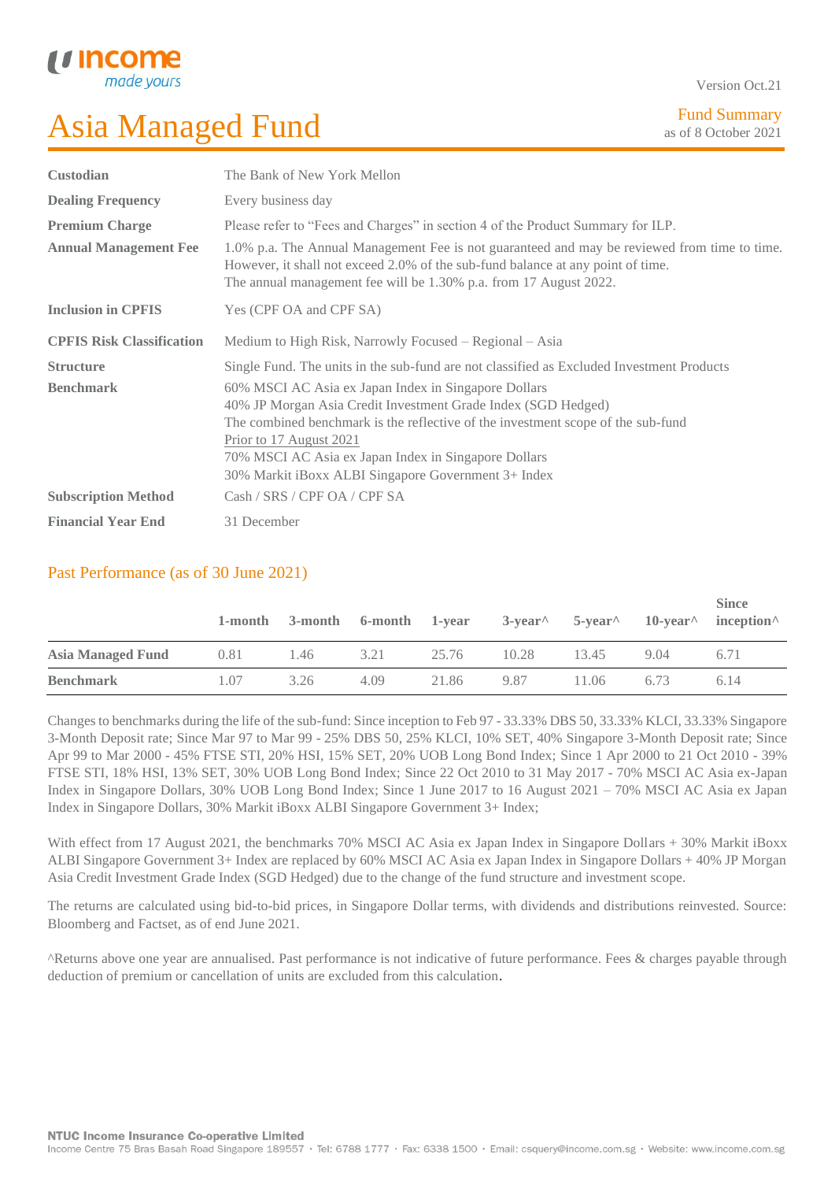Version Oct.21

# Asia Managed Fund

Fund Summary
as of 8 October 2021

| | |
|---|---|
| **Custodian** | The Bank of New York Mellon |
| **Dealing Frequency** | Every business day |
| **Premium Charge** | Please refer to "Fees and Charges" in section 4 of the Product Summary for ILP. |
| **Annual Management Fee** | 1.0% p.a. The Annual Management Fee is not guaranteed and may be reviewed from time to time. However, it shall not exceed 2.0% of the sub-fund balance at any point of time.<br>The annual management fee will be 1.30% p.a. from 17 August 2022. |
| **Inclusion in CPFIS** | Yes (CPF OA and CPF SA) |
| **CPFIS Risk Classification** | Medium to High Risk, Narrowly Focused – Regional – Asia |
| **Structure** | Single Fund. The units in the sub-fund are not classified as Excluded Investment Products |
| **Benchmark** | 60% MSCI AC Asia ex Japan Index in Singapore Dollars<br>40% JP Morgan Asia Credit Investment Grade Index (SGD Hedged)<br>The combined benchmark is the reflective of the investment scope of the sub-fund<br>Prior to 17 August 2021<br>70% MSCI AC Asia ex Japan Index in Singapore Dollars<br>30% Markit iBoxx ALBI Singapore Government 3+ Index |
| **Subscription Method** | Cash / SRS / CPF OA / CPF SA |
| **Financial Year End** | 31 December |

## Past Performance (as of 30 June 2021)

| | 1-month | 3-month | 6-month | 1-year | 3-year^ | 5-year^ | 10-year^ | Since inception^ |
|---|---|---|---|---|---|---|---|---|
| **Asia Managed Fund** | 0.81 | 1.46 | 3.21 | 25.76 | 10.28 | 13.45 | 9.04 | 6.71 |
| **Benchmark** | 1.07 | 3.26 | 4.09 | 21.86 | 9.87 | 11.06 | 6.73 | 6.14 |

Changes to benchmarks during the life of the sub-fund: Since inception to Feb 97 - 33.33% DBS 50, 33.33% KLCI, 33.33% Singapore 3-Month Deposit rate; Since Mar 97 to Mar 99 - 25% DBS 50, 25% KLCI, 10% SET, 40% Singapore 3-Month Deposit rate; Since Apr 99 to Mar 2000 - 45% FTSE STI, 20% HSI, 15% SET, 20% UOB Long Bond Index; Since 1 Apr 2000 to 21 Oct 2010 - 39% FTSE STI, 18% HSI, 13% SET, 30% UOB Long Bond Index; Since 22 Oct 2010 to 31 May 2017 - 70% MSCI AC Asia ex-Japan Index in Singapore Dollars, 30% UOB Long Bond Index; Since 1 June 2017 to 16 August 2021 – 70% MSCI AC Asia ex Japan Index in Singapore Dollars, 30% Markit iBoxx ALBI Singapore Government 3+ Index;

With effect from 17 August 2021, the benchmarks 70% MSCI AC Asia ex Japan Index in Singapore Dollars + 30% Markit iBoxx ALBI Singapore Government 3+ Index are replaced by 60% MSCI AC Asia ex Japan Index in Singapore Dollars + 40% JP Morgan Asia Credit Investment Grade Index (SGD Hedged) due to the change of the fund structure and investment scope.

The returns are calculated using bid-to-bid prices, in Singapore Dollar terms, with dividends and distributions reinvested. Source: Bloomberg and Factset, as of end June 2021.

^Returns above one year are annualised. Past performance is not indicative of future performance. Fees & charges payable through deduction of premium or cancellation of units are excluded from this calculation.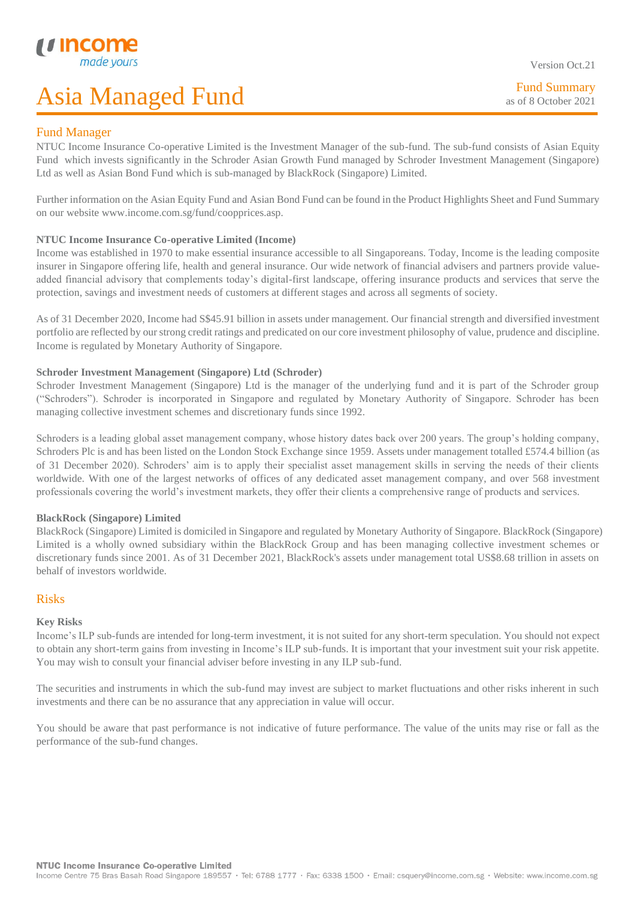Version Oct.21

# Asia Managed Fund

Fund Summary
as of 8 October 2021

## Fund Manager

NTUC Income Insurance Co-operative Limited is the Investment Manager of the sub-fund. The sub-fund consists of Asian Equity Fund which invests significantly in the Schroder Asian Growth Fund managed by Schroder Investment Management (Singapore) Ltd as well as Asian Bond Fund which is sub-managed by BlackRock (Singapore) Limited.

Further information on the Asian Equity Fund and Asian Bond Fund can be found in the Product Highlights Sheet and Fund Summary on our website www.income.com.sg/fund/coopprices.asp.

**NTUC Income Insurance Co-operative Limited (Income)**

Income was established in 1970 to make essential insurance accessible to all Singaporeans. Today, Income is the leading composite insurer in Singapore offering life, health and general insurance. Our wide network of financial advisers and partners provide value-added financial advisory that complements today's digital-first landscape, offering insurance products and services that serve the protection, savings and investment needs of customers at different stages and across all segments of society.

As of 31 December 2020, Income had S$45.91 billion in assets under management. Our financial strength and diversified investment portfolio are reflected by our strong credit ratings and predicated on our core investment philosophy of value, prudence and discipline. Income is regulated by Monetary Authority of Singapore.

**Schroder Investment Management (Singapore) Ltd (Schroder)**

Schroder Investment Management (Singapore) Ltd is the manager of the underlying fund and it is part of the Schroder group ("Schroders"). Schroder is incorporated in Singapore and regulated by Monetary Authority of Singapore. Schroder has been managing collective investment schemes and discretionary funds since 1992.

Schroders is a leading global asset management company, whose history dates back over 200 years. The group's holding company, Schroders Plc is and has been listed on the London Stock Exchange since 1959. Assets under management totalled £574.4 billion (as of 31 December 2020). Schroders' aim is to apply their specialist asset management skills in serving the needs of their clients worldwide. With one of the largest networks of offices of any dedicated asset management company, and over 568 investment professionals covering the world's investment markets, they offer their clients a comprehensive range of products and services.

**BlackRock (Singapore) Limited**

BlackRock (Singapore) Limited is domiciled in Singapore and regulated by Monetary Authority of Singapore. BlackRock (Singapore) Limited is a wholly owned subsidiary within the BlackRock Group and has been managing collective investment schemes or discretionary funds since 2001. As of 31 December 2021, BlackRock's assets under management total US$8.68 trillion in assets on behalf of investors worldwide.

## Risks

**Key Risks**

Income's ILP sub-funds are intended for long-term investment, it is not suited for any short-term speculation. You should not expect to obtain any short-term gains from investing in Income's ILP sub-funds. It is important that your investment suit your risk appetite. You may wish to consult your financial adviser before investing in any ILP sub-fund.

The securities and instruments in which the sub-fund may invest are subject to market fluctuations and other risks inherent in such investments and there can be no assurance that any appreciation in value will occur.

You should be aware that past performance is not indicative of future performance. The value of the units may rise or fall as the performance of the sub-fund changes.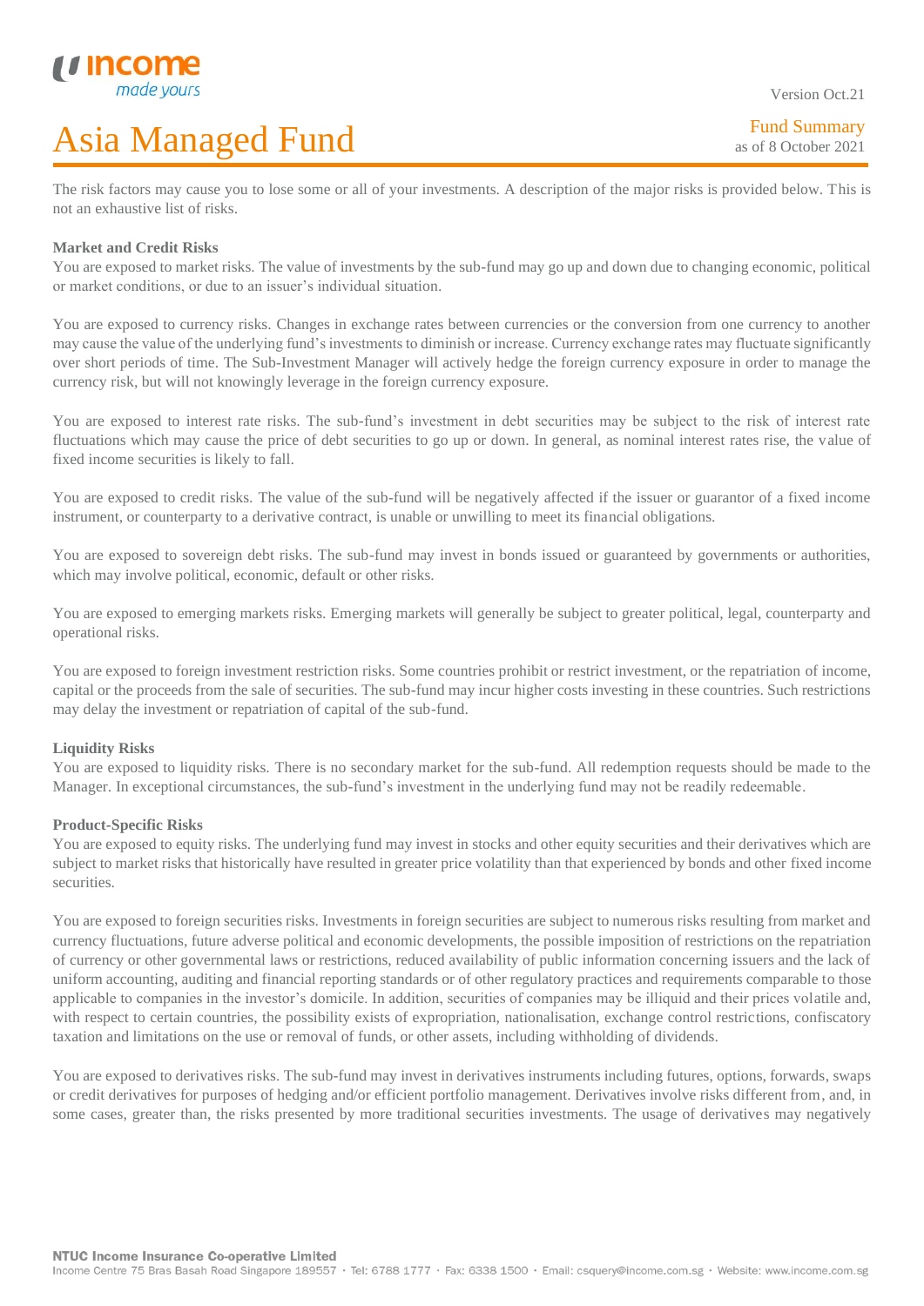The risk factors may cause you to lose some or all of your investments. A description of the major risks is provided below. This is not an exhaustive list of risks.

**Market and Credit Risks**

You are exposed to market risks. The value of investments by the sub-fund may go up and down due to changing economic, political or market conditions, or due to an issuer's individual situation.

You are exposed to currency risks. Changes in exchange rates between currencies or the conversion from one currency to another may cause the value of the underlying fund's investments to diminish or increase. Currency exchange rates may fluctuate significantly over short periods of time. The Sub-Investment Manager will actively hedge the foreign currency exposure in order to manage the currency risk, but will not knowingly leverage in the foreign currency exposure.

You are exposed to interest rate risks. The sub-fund's investment in debt securities may be subject to the risk of interest rate fluctuations which may cause the price of debt securities to go up or down. In general, as nominal interest rates rise, the value of fixed income securities is likely to fall.

You are exposed to credit risks. The value of the sub-fund will be negatively affected if the issuer or guarantor of a fixed income instrument, or counterparty to a derivative contract, is unable or unwilling to meet its financial obligations.

You are exposed to sovereign debt risks. The sub-fund may invest in bonds issued or guaranteed by governments or authorities, which may involve political, economic, default or other risks.

You are exposed to emerging markets risks. Emerging markets will generally be subject to greater political, legal, counterparty and operational risks.

You are exposed to foreign investment restriction risks. Some countries prohibit or restrict investment, or the repatriation of income, capital or the proceeds from the sale of securities. The sub-fund may incur higher costs investing in these countries. Such restrictions may delay the investment or repatriation of capital of the sub-fund.

**Liquidity Risks**

You are exposed to liquidity risks. There is no secondary market for the sub-fund. All redemption requests should be made to the Manager. In exceptional circumstances, the sub-fund's investment in the underlying fund may not be readily redeemable.

**Product-Specific Risks**

You are exposed to equity risks. The underlying fund may invest in stocks and other equity securities and their derivatives which are subject to market risks that historically have resulted in greater price volatility than that experienced by bonds and other fixed income securities.

You are exposed to foreign securities risks. Investments in foreign securities are subject to numerous risks resulting from market and currency fluctuations, future adverse political and economic developments, the possible imposition of restrictions on the repatriation of currency or other governmental laws or restrictions, reduced availability of public information concerning issuers and the lack of uniform accounting, auditing and financial reporting standards or of other regulatory practices and requirements comparable to those applicable to companies in the investor's domicile. In addition, securities of companies may be illiquid and their prices volatile and, with respect to certain countries, the possibility exists of expropriation, nationalisation, exchange control restrictions, confiscatory taxation and limitations on the use or removal of funds, or other assets, including withholding of dividends.

You are exposed to derivatives risks. The sub-fund may invest in derivatives instruments including futures, options, forwards, swaps or credit derivatives for purposes of hedging and/or efficient portfolio management. Derivatives involve risks different from, and, in some cases, greater than, the risks presented by more traditional securities investments. The usage of derivatives may negatively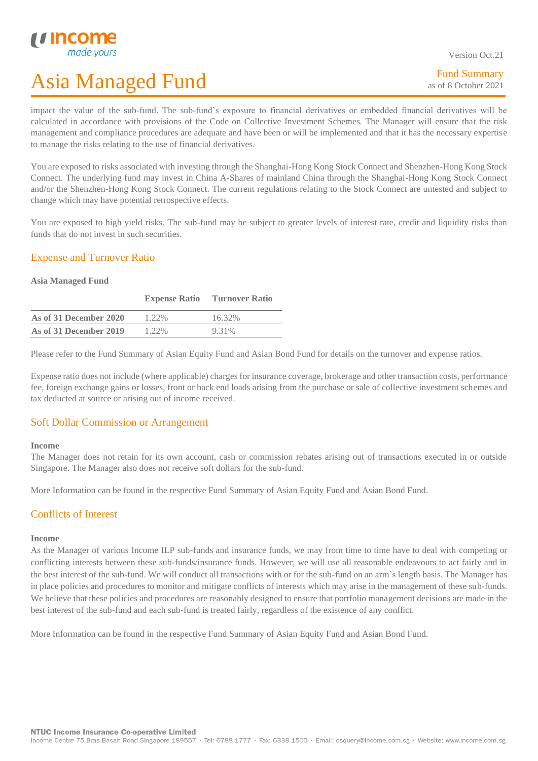impact the value of the sub-fund. The sub-fund's exposure to financial derivatives or embedded financial derivatives will be calculated in accordance with provisions of the Code on Collective Investment Schemes. The Manager will ensure that the risk management and compliance procedures are adequate and have been or will be implemented and that it has the necessary expertise to manage the risks relating to the use of financial derivatives.

You are exposed to risks associated with investing through the Shanghai-Hong Kong Stock Connect and Shenzhen-Hong Kong Stock Connect. The underlying fund may invest in China A-Shares of mainland China through the Shanghai-Hong Kong Stock Connect and/or the Shenzhen-Hong Kong Stock Connect. The current regulations relating to the Stock Connect are untested and subject to change which may have potential retrospective effects.

You are exposed to high yield risks. The sub-fund may be subject to greater levels of interest rate, credit and liquidity risks than funds that do not invest in such securities.

## Expense and Turnover Ratio

**Asia Managed Fund**

| | Expense Ratio | Turnover Ratio |
|---|---|---|
| **As of 31 December 2020** | 1.22% | 16.32% |
| **As of 31 December 2019** | 1.22% | 9.31% |

Please refer to the Fund Summary of Asian Equity Fund and Asian Bond Fund for details on the turnover and expense ratios.

Expense ratio does not include (where applicable) charges for insurance coverage, brokerage and other transaction costs, performance fee, foreign exchange gains or losses, front or back end loads arising from the purchase or sale of collective investment schemes and tax deducted at source or arising out of income received.

## Soft Dollar Commission or Arrangement

**Income**

The Manager does not retain for its own account, cash or commission rebates arising out of transactions executed in or outside Singapore. The Manager also does not receive soft dollars for the sub-fund.

More Information can be found in the respective Fund Summary of Asian Equity Fund and Asian Bond Fund.

## Conflicts of Interest

**Income**

As the Manager of various Income ILP sub-funds and insurance funds, we may from time to time have to deal with competing or conflicting interests between these sub-funds/insurance funds. However, we will use all reasonable endeavours to act fairly and in the best interest of the sub-fund. We will conduct all transactions with or for the sub-fund on an arm's length basis. The Manager has in place policies and procedures to monitor and mitigate conflicts of interests which may arise in the management of these sub-funds. We believe that these policies and procedures are reasonably designed to ensure that portfolio management decisions are made in the best interest of the sub-fund and each sub-fund is treated fairly, regardless of the existence of any conflict.

More Information can be found in the respective Fund Summary of Asian Equity Fund and Asian Bond Fund.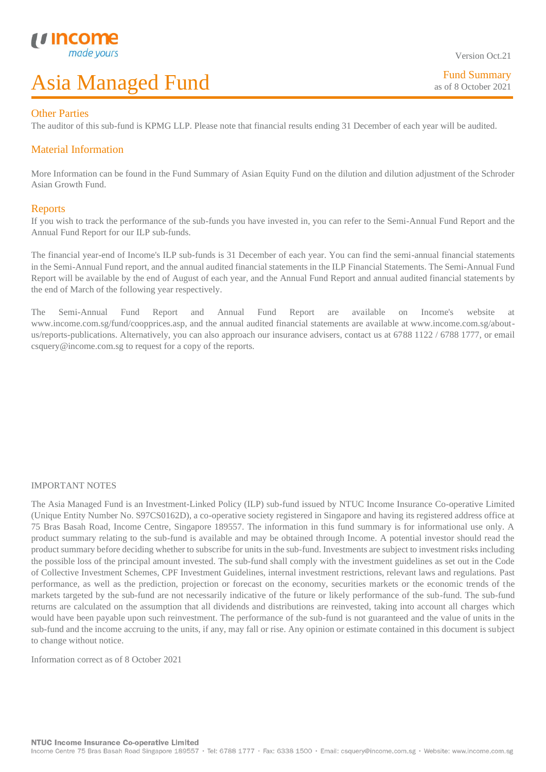# Asia Managed Fund

## Other Parties

The auditor of this sub-fund is KPMG LLP. Please note that financial results ending 31 December of each year will be audited.

## Material Information

More Information can be found in the Fund Summary of Asian Equity Fund on the dilution and dilution adjustment of the Schroder Asian Growth Fund.

## Reports

If you wish to track the performance of the sub-funds you have invested in, you can refer to the Semi-Annual Fund Report and the Annual Fund Report for our ILP sub-funds.

The financial year-end of Income's ILP sub-funds is 31 December of each year. You can find the semi-annual financial statements in the Semi-Annual Fund report, and the annual audited financial statements in the ILP Financial Statements. The Semi-Annual Fund Report will be available by the end of August of each year, and the Annual Fund Report and annual audited financial statements by the end of March of the following year respectively.

The Semi-Annual Fund Report and Annual Fund Report are available on Income's website at www.income.com.sg/fund/coopprices.asp, and the annual audited financial statements are available at www.income.com.sg/about-us/reports-publications. Alternatively, you can also approach our insurance advisers, contact us at 6788 1122 / 6788 1777, or email csquery@income.com.sg to request for a copy of the reports.

IMPORTANT NOTES

The Asia Managed Fund is an Investment-Linked Policy (ILP) sub-fund issued by NTUC Income Insurance Co-operative Limited (Unique Entity Number No. S97CS0162D), a co-operative society registered in Singapore and having its registered address office at 75 Bras Basah Road, Income Centre, Singapore 189557. The information in this fund summary is for informational use only. A product summary relating to the sub-fund is available and may be obtained through Income. A potential investor should read the product summary before deciding whether to subscribe for units in the sub-fund. Investments are subject to investment risks including the possible loss of the principal amount invested. The sub-fund shall comply with the investment guidelines as set out in the Code of Collective Investment Schemes, CPF Investment Guidelines, internal investment restrictions, relevant laws and regulations. Past performance, as well as the prediction, projection or forecast on the economy, securities markets or the economic trends of the markets targeted by the sub-fund are not necessarily indicative of the future or likely performance of the sub-fund. The sub-fund returns are calculated on the assumption that all dividends and distributions are reinvested, taking into account all charges which would have been payable upon such reinvestment. The performance of the sub-fund is not guaranteed and the value of units in the sub-fund and the income accruing to the units, if any, may fall or rise. Any opinion or estimate contained in this document is subject to change without notice.

Information correct as of 8 October 2021